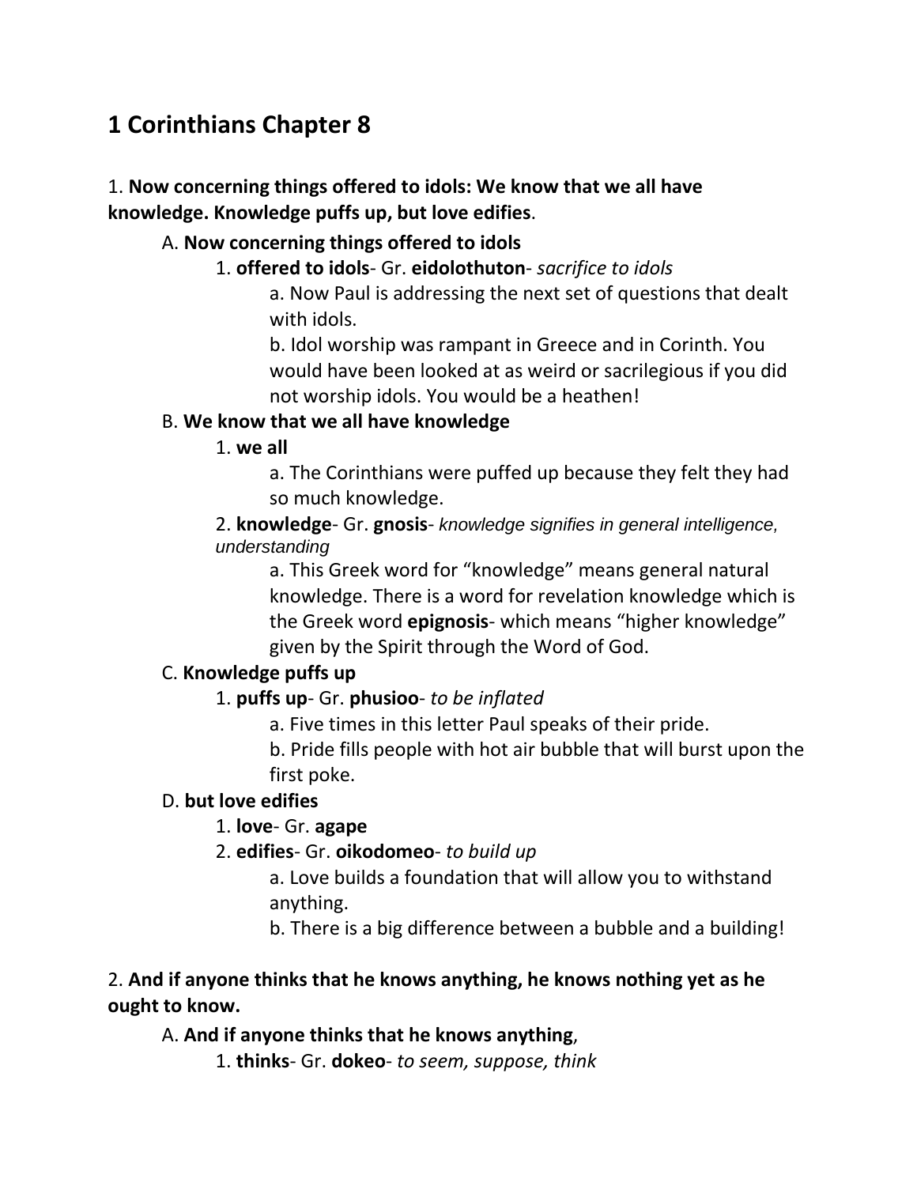# 1 Corinthians Chapter 8

1. **Now concerning things offered to idols: We know that we all have knowledge. Knowledge puffs up, but love edifies**.

   A. **Now concerning things offered to idols**

      1. **offered to idols**- Gr. **eidolothuton**- *sacrifice to idols*

         a. Now Paul is addressing the next set of questions that dealt with idols.

         b. Idol worship was rampant in Greece and in Corinth. You would have been looked at as weird or sacrilegious if you did not worship idols. You would be a heathen!

   B. **We know that we all have knowledge**

      1. **we all**

         a. The Corinthians were puffed up because they felt they had so much knowledge.

      2. **knowledge**- Gr. **gnosis**- *knowledge signifies in general intelligence, understanding*

         a. This Greek word for "knowledge" means general natural knowledge. There is a word for revelation knowledge which is the Greek word **epignosis**- which means "higher knowledge" given by the Spirit through the Word of God.

   C. **Knowledge puffs up**

      1. **puffs up**- Gr. **phusioo**- *to be inflated*

         a. Five times in this letter Paul speaks of their pride.

         b. Pride fills people with hot air bubble that will burst upon the first poke.

   D. **but love edifies**

      1. **love**- Gr. **agape**

      2. **edifies**- Gr. **oikodomeo**- *to build up*

         a. Love builds a foundation that will allow you to withstand anything.

         b. There is a big difference between a bubble and a building!

2. **And if anyone thinks that he knows anything, he knows nothing yet as he ought to know.**

   A. **And if anyone thinks that he knows anything**,

      1. **thinks**- Gr. **dokeo**- *to seem, suppose, think*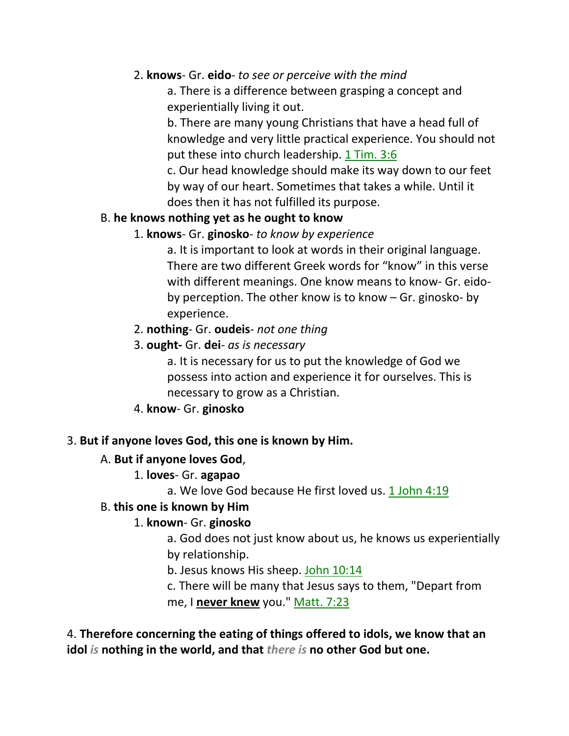2. **knows**- Gr. **eido**- *to see or perceive with the mind*

   a. There is a difference between grasping a concept and experientially living it out.

   b. There are many young Christians that have a head full of knowledge and very little practical experience. You should not put these into church leadership. 1 Tim. 3:6

   c. Our head knowledge should make its way down to our feet by way of our heart. Sometimes that takes a while. Until it does then it has not fulfilled its purpose.

B. **he knows nothing yet as he ought to know**

1. **knows**- Gr. **ginosko**- *to know by experience*

   a. It is important to look at words in their original language. There are two different Greek words for "know" in this verse with different meanings. One know means to know- Gr. eido- by perception. The other know is to know – Gr. ginosko- by experience.

2. **nothing**- Gr. **oudeis**- *not one thing*

3. **ought-** Gr. **dei**- *as is necessary*

   a. It is necessary for us to put the knowledge of God we possess into action and experience it for ourselves. This is necessary to grow as a Christian.

4. **know**- Gr. **ginosko**

3. **But if anyone loves God, this one is known by Him.**

A. **But if anyone loves God**,

1. **loves**- Gr. **agapao**

   a. We love God because He first loved us. 1 John 4:19

B. **this one is known by Him**

1. **known**- Gr. **ginosko**

   a. God does not just know about us, he knows us experientially by relationship.

   b. Jesus knows His sheep. John 10:14

   c. There will be many that Jesus says to them, "Depart from me, I **never knew** you." Matt. 7:23

4. **Therefore concerning the eating of things offered to idols, we know that an idol *is* nothing in the world, and that *there is* no other God but one.**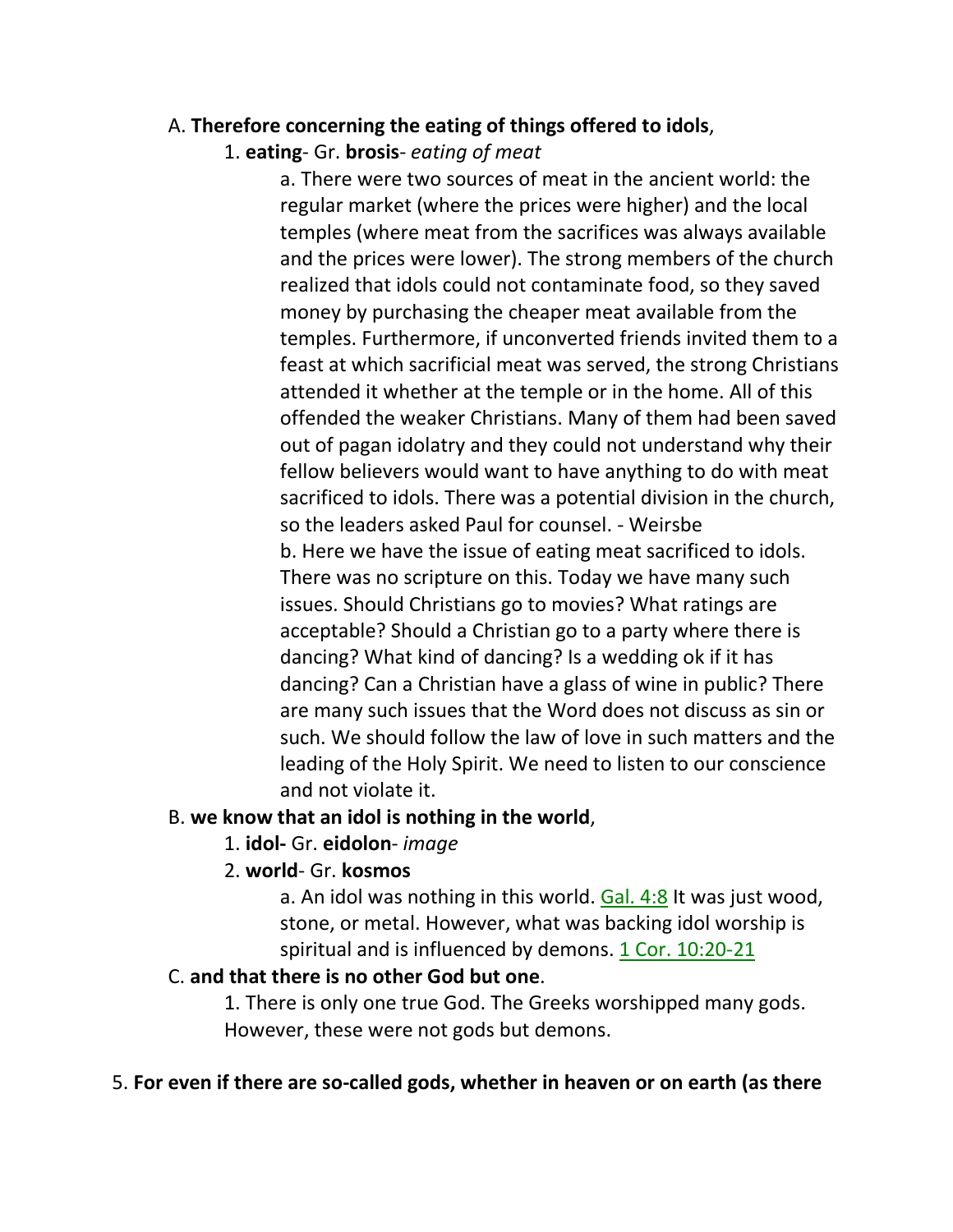A. **Therefore concerning the eating of things offered to idols**,

1. **eating**- Gr. **brosis**- *eating of meat*

a. There were two sources of meat in the ancient world: the regular market (where the prices were higher) and the local temples (where meat from the sacrifices was always available and the prices were lower). The strong members of the church realized that idols could not contaminate food, so they saved money by purchasing the cheaper meat available from the temples. Furthermore, if unconverted friends invited them to a feast at which sacrificial meat was served, the strong Christians attended it whether at the temple or in the home. All of this offended the weaker Christians. Many of them had been saved out of pagan idolatry and they could not understand why their fellow believers would want to have anything to do with meat sacrificed to idols. There was a potential division in the church, so the leaders asked Paul for counsel. - Weirsbe

b. Here we have the issue of eating meat sacrificed to idols. There was no scripture on this. Today we have many such issues. Should Christians go to movies? What ratings are acceptable? Should a Christian go to a party where there is dancing? What kind of dancing? Is a wedding ok if it has dancing? Can a Christian have a glass of wine in public? There are many such issues that the Word does not discuss as sin or such. We should follow the law of love in such matters and the leading of the Holy Spirit. We need to listen to our conscience and not violate it.

B. **we know that an idol is nothing in the world**,

1. **idol-** Gr. **eidolon**- *image*

2. **world**- Gr. **kosmos**

a. An idol was nothing in this world. Gal. 4:8 It was just wood, stone, or metal. However, what was backing idol worship is spiritual and is influenced by demons. 1 Cor. 10:20-21

C. **and that there is no other God but one**.

1. There is only one true God. The Greeks worshipped many gods. However, these were not gods but demons.

5. **For even if there are so-called gods, whether in heaven or on earth (as there**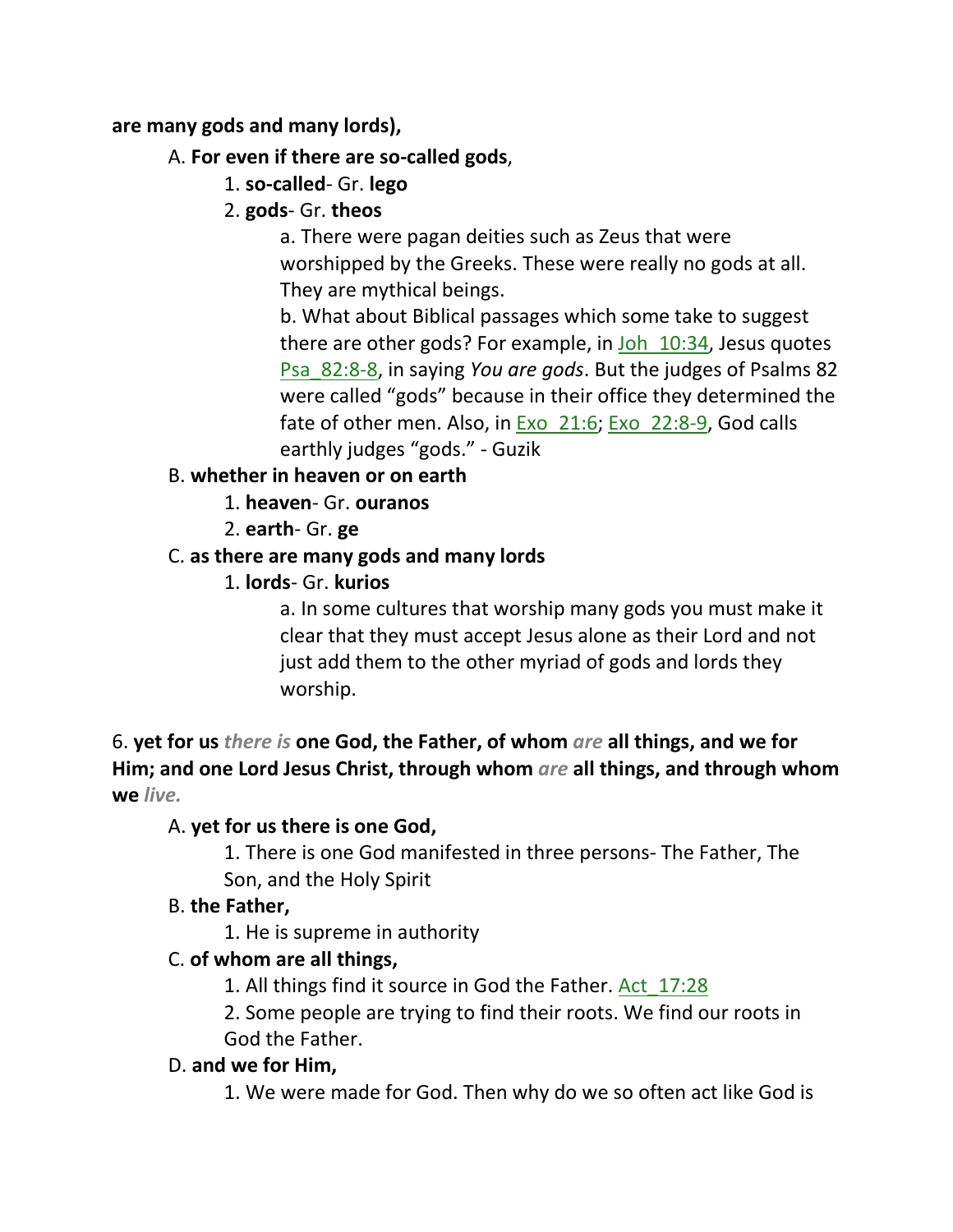**are many gods and many lords),**

A. **For even if there are so-called gods**,

1. **so-called**- Gr. **lego**

2. **gods**- Gr. **theos**

a. There were pagan deities such as Zeus that were worshipped by the Greeks. These were really no gods at all. They are mythical beings.

b. What about Biblical passages which some take to suggest there are other gods? For example, in Joh_10:34, Jesus quotes Psa_82:8-8, in saying *You are gods*. But the judges of Psalms 82 were called "gods" because in their office they determined the fate of other men. Also, in Exo_21:6; Exo_22:8-9, God calls earthly judges "gods." - Guzik

B. **whether in heaven or on earth**

1. **heaven**- Gr. **ouranos**

2. **earth**- Gr. **ge**

C. **as there are many gods and many lords**

1. **lords**- Gr. **kurios**

a. In some cultures that worship many gods you must make it clear that they must accept Jesus alone as their Lord and not just add them to the other myriad of gods and lords they worship.

6. **yet for us** ***there is*** **one God, the Father, of whom** ***are*** **all things, and we for Him; and one Lord Jesus Christ, through whom** ***are*** **all things, and through whom we** ***live.***

A. **yet for us there is one God,**

1. There is one God manifested in three persons- The Father, The Son, and the Holy Spirit

B. **the Father,**

1. He is supreme in authority

C. **of whom are all things,**

1. All things find it source in God the Father. Act_17:28

2. Some people are trying to find their roots. We find our roots in God the Father.

D. **and we for Him,**

1. We were made for God. Then why do we so often act like God is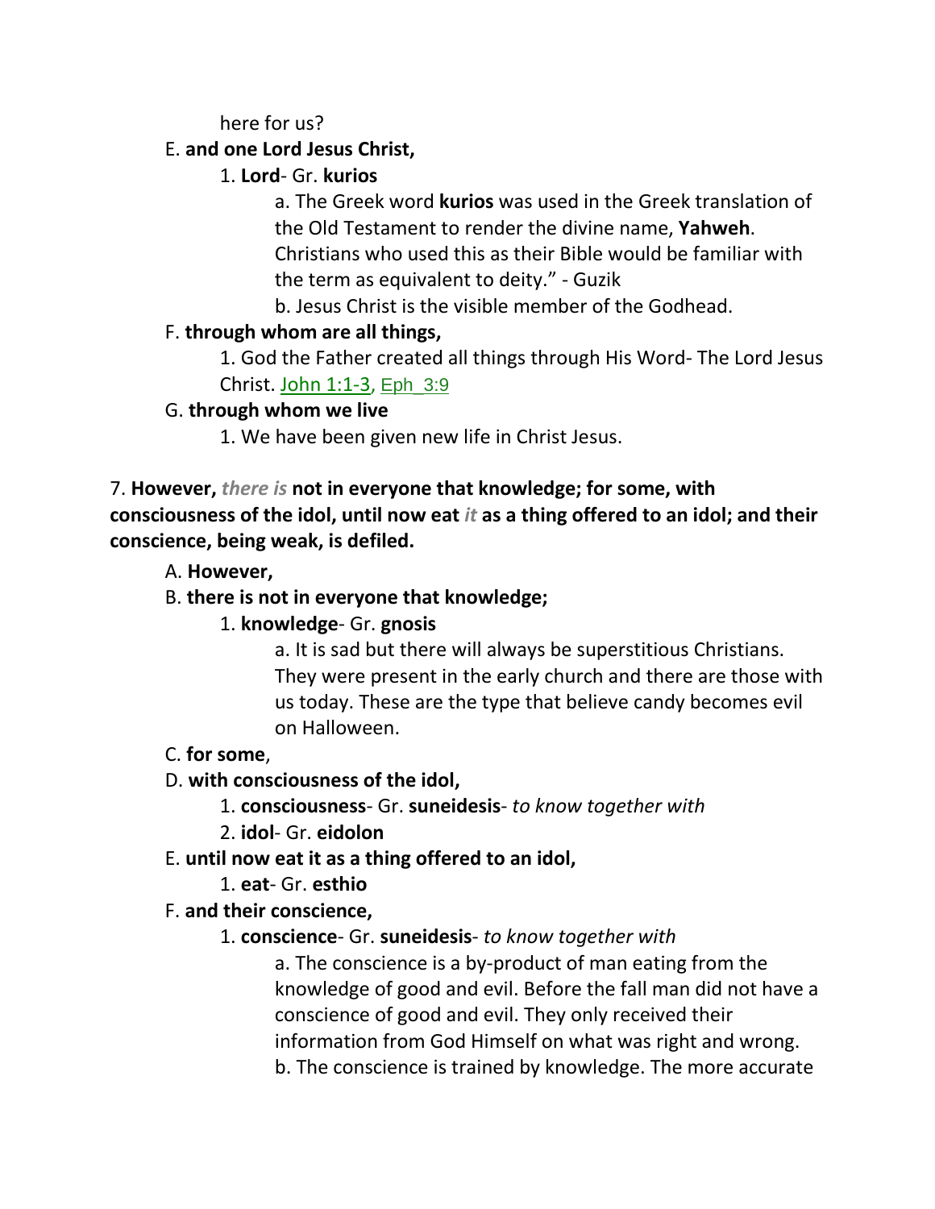here for us?

E. **and one Lord Jesus Christ,**

1. **Lord**- Gr. **kurios**

a. The Greek word **kurios** was used in the Greek translation of the Old Testament to render the divine name, **Yahweh**. Christians who used this as their Bible would be familiar with the term as equivalent to deity." - Guzik

b. Jesus Christ is the visible member of the Godhead.

F. **through whom are all things,**

1. God the Father created all things through His Word- The Lord Jesus Christ. John 1:1-3, Eph_3:9

G. **through whom we live**

1. We have been given new life in Christ Jesus.

7. **However,** ***there is*** **not in everyone that knowledge; for some, with consciousness of the idol, until now eat** ***it*** **as a thing offered to an idol; and their conscience, being weak, is defiled.**

A. **However,**

B. **there is not in everyone that knowledge;**

1. **knowledge**- Gr. **gnosis**

a. It is sad but there will always be superstitious Christians. They were present in the early church and there are those with us today. These are the type that believe candy becomes evil on Halloween.

C. **for some**,

D. **with consciousness of the idol,**

1. **consciousness**- Gr. **suneidesis**- *to know together with*

2. **idol**- Gr. **eidolon**

E. **until now eat it as a thing offered to an idol,**

1. **eat**- Gr. **esthio**

F. **and their conscience,**

1. **conscience**- Gr. **suneidesis**- *to know together with*

a. The conscience is a by-product of man eating from the knowledge of good and evil. Before the fall man did not have a conscience of good and evil. They only received their information from God Himself on what was right and wrong.

b. The conscience is trained by knowledge. The more accurate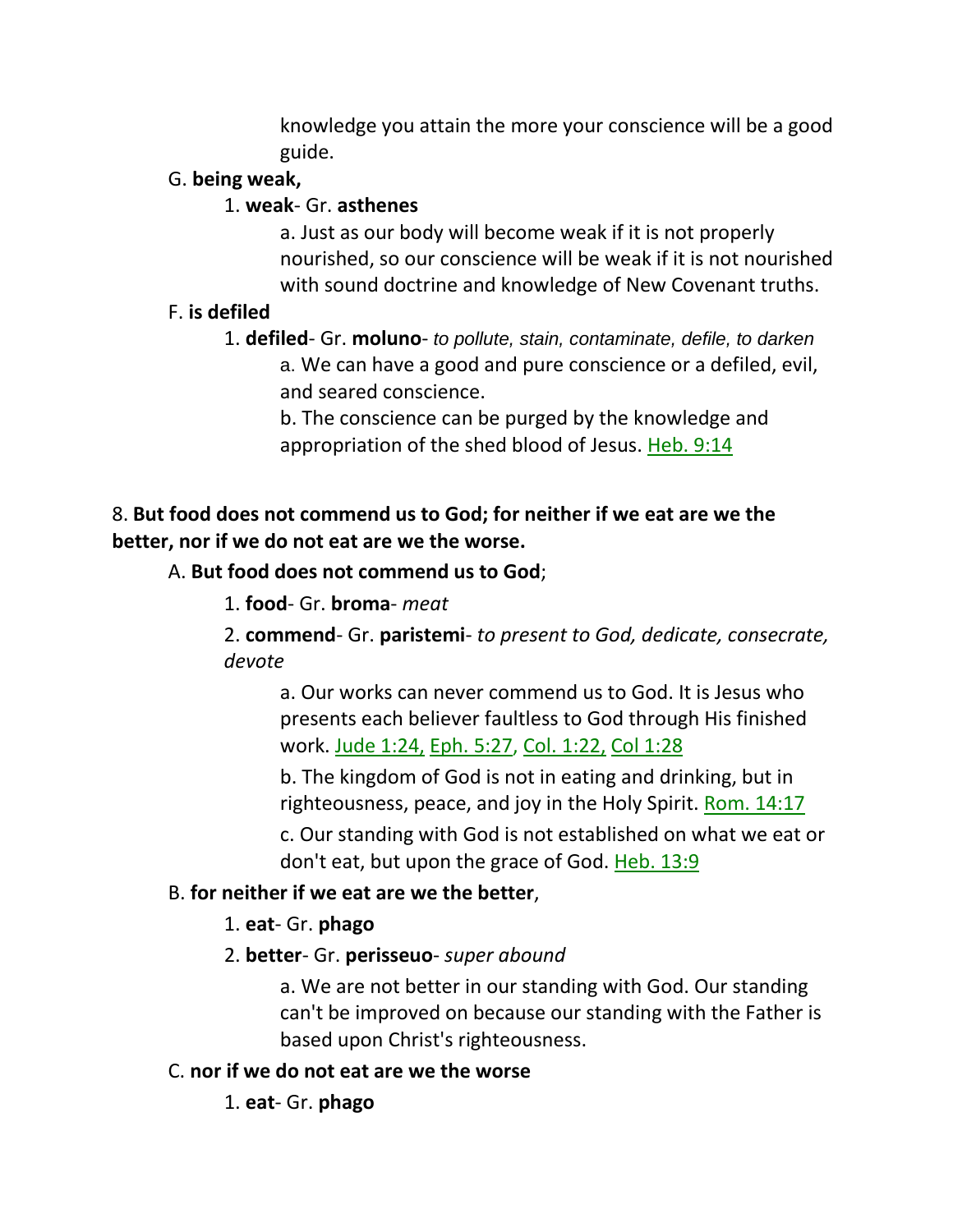knowledge you attain the more your conscience will be a good guide.

G. **being weak,**

1. **weak**- Gr. **asthenes**

a. Just as our body will become weak if it is not properly nourished, so our conscience will be weak if it is not nourished with sound doctrine and knowledge of New Covenant truths.

F. **is defiled**

1. **defiled**- Gr. **moluno**- *to pollute, stain, contaminate, defile, to darken*

a. We can have a good and pure conscience or a defiled, evil, and seared conscience.

b. The conscience can be purged by the knowledge and appropriation of the shed blood of Jesus. Heb. 9:14

8. **But food does not commend us to God; for neither if we eat are we the better, nor if we do not eat are we the worse.**

A. **But food does not commend us to God**;

1. **food**- Gr. **broma**- *meat*

2. **commend**- Gr. **paristemi**- *to present to God, dedicate, consecrate, devote*

a. Our works can never commend us to God. It is Jesus who presents each believer faultless to God through His finished work. Jude 1:24, Eph. 5:27, Col. 1:22, Col 1:28

b. The kingdom of God is not in eating and drinking, but in righteousness, peace, and joy in the Holy Spirit. Rom. 14:17

c. Our standing with God is not established on what we eat or don't eat, but upon the grace of God. Heb. 13:9

B. **for neither if we eat are we the better**,

1. **eat**- Gr. **phago**

2. **better**- Gr. **perisseuo**- *super abound*

a. We are not better in our standing with God. Our standing can't be improved on because our standing with the Father is based upon Christ's righteousness.

C. **nor if we do not eat are we the worse**

1. **eat**- Gr. **phago**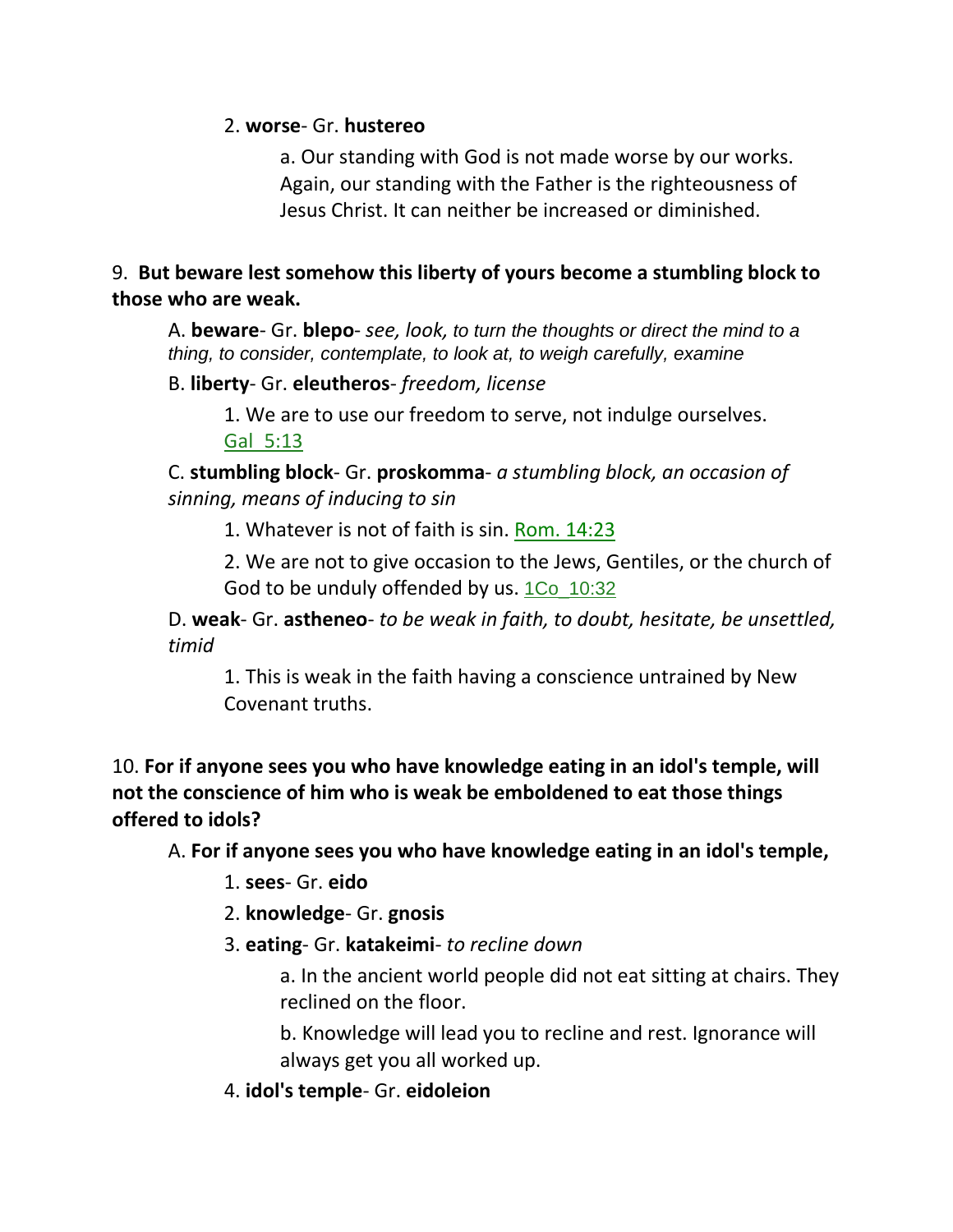2. **worse**- Gr. **hustereo**

a. Our standing with God is not made worse by our works. Again, our standing with the Father is the righteousness of Jesus Christ. It can neither be increased or diminished.

9. **But beware lest somehow this liberty of yours become a stumbling block to those who are weak.**

A. **beware**- Gr. **blepo**- *see, look, to turn the thoughts or direct the mind to a thing, to consider, contemplate, to look at, to weigh carefully, examine*

B. **liberty**- Gr. **eleutheros**- *freedom, license*

1. We are to use our freedom to serve, not indulge ourselves. Gal_5:13

C. **stumbling block**- Gr. **proskomma**- *a stumbling block, an occasion of sinning, means of inducing to sin*

1. Whatever is not of faith is sin. Rom. 14:23

2. We are not to give occasion to the Jews, Gentiles, or the church of God to be unduly offended by us. 1Co_10:32

D. **weak**- Gr. **astheneo**- *to be weak in faith, to doubt, hesitate, be unsettled, timid*

1. This is weak in the faith having a conscience untrained by New Covenant truths.

10. **For if anyone sees you who have knowledge eating in an idol's temple, will not the conscience of him who is weak be emboldened to eat those things offered to idols?**

A. **For if anyone sees you who have knowledge eating in an idol's temple,**

1. **sees**- Gr. **eido**

2. **knowledge**- Gr. **gnosis**

3. **eating**- Gr. **katakeimi**- *to recline down*

a. In the ancient world people did not eat sitting at chairs. They reclined on the floor.

b. Knowledge will lead you to recline and rest. Ignorance will always get you all worked up.

4. **idol's temple**- Gr. **eidoleion**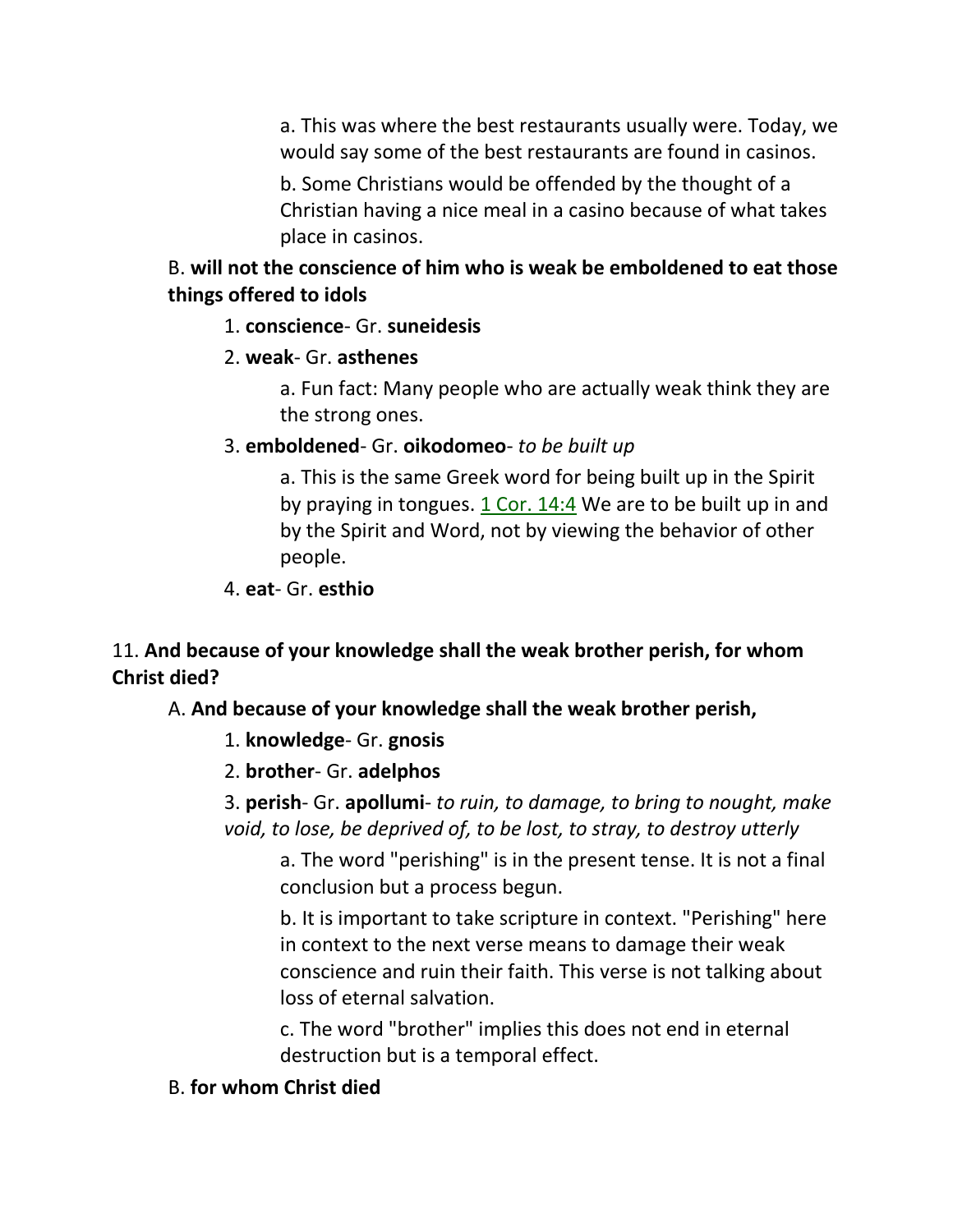a. This was where the best restaurants usually were. Today, we would say some of the best restaurants are found in casinos.

b. Some Christians would be offended by the thought of a Christian having a nice meal in a casino because of what takes place in casinos.

B. **will not the conscience of him who is weak be emboldened to eat those things offered to idols**

1. **conscience**- Gr. **suneidesis**

2. **weak**- Gr. **asthenes**

a. Fun fact: Many people who are actually weak think they are the strong ones.

3. **emboldened**- Gr. **oikodomeo**- *to be built up*

a. This is the same Greek word for being built up in the Spirit by praying in tongues. 1 Cor. 14:4 We are to be built up in and by the Spirit and Word, not by viewing the behavior of other people.

4. **eat**- Gr. **esthio**

11. **And because of your knowledge shall the weak brother perish, for whom Christ died?**

A. **And because of your knowledge shall the weak brother perish,**

1. **knowledge**- Gr. **gnosis**

2. **brother**- Gr. **adelphos**

3. **perish**- Gr. **apollumi**- *to ruin, to damage, to bring to nought, make void, to lose, be deprived of, to be lost, to stray, to destroy utterly*

a. The word "perishing" is in the present tense. It is not a final conclusion but a process begun.

b. It is important to take scripture in context. "Perishing" here in context to the next verse means to damage their weak conscience and ruin their faith. This verse is not talking about loss of eternal salvation.

c. The word "brother" implies this does not end in eternal destruction but is a temporal effect.

B. **for whom Christ died**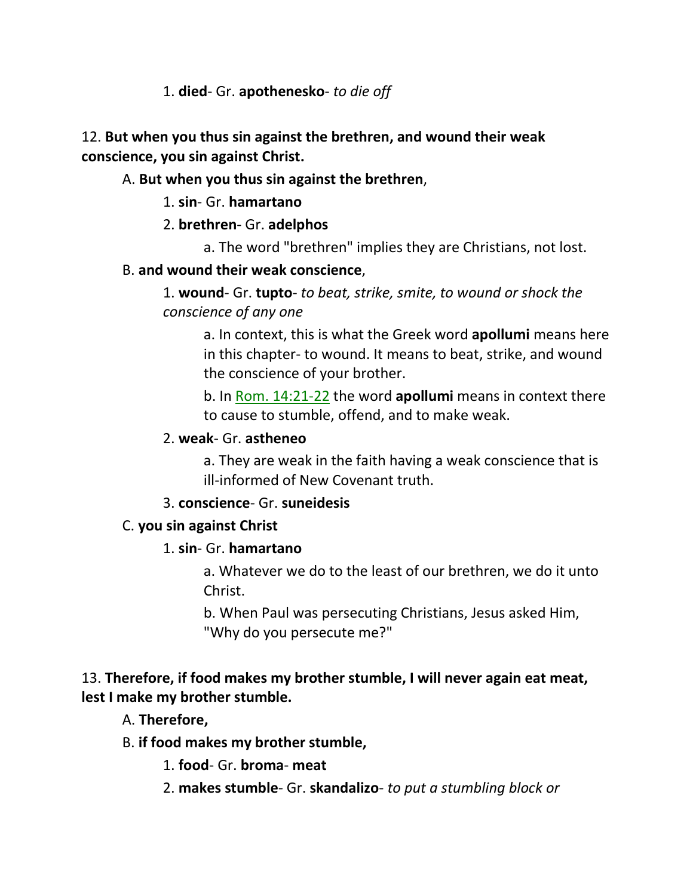1. **died**- Gr. **apothenesko**- *to die off*

12. **But when you thus sin against the brethren, and wound their weak conscience, you sin against Christ.**

A. **But when you thus sin against the brethren**,

1. **sin**- Gr. **hamartano**

2. **brethren**- Gr. **adelphos**

a. The word "brethren" implies they are Christians, not lost.

B. **and wound their weak conscience**,

1. **wound**- Gr. **tupto**- *to beat, strike, smite, to wound or shock the conscience of any one*

a. In context, this is what the Greek word **apollumi** means here in this chapter- to wound. It means to beat, strike, and wound the conscience of your brother.

b. In Rom. 14:21-22 the word **apollumi** means in context there to cause to stumble, offend, and to make weak.

2. **weak**- Gr. **astheneo**

a. They are weak in the faith having a weak conscience that is ill-informed of New Covenant truth.

3. **conscience**- Gr. **suneidesis**

C. **you sin against Christ**

1. **sin**- Gr. **hamartano**

a. Whatever we do to the least of our brethren, we do it unto Christ.

b. When Paul was persecuting Christians, Jesus asked Him, "Why do you persecute me?"

13. **Therefore, if food makes my brother stumble, I will never again eat meat, lest I make my brother stumble.**

A. **Therefore,**

B. **if food makes my brother stumble,**

1. **food**- Gr. **broma**- **meat**

2. **makes stumble**- Gr. **skandalizo**- *to put a stumbling block or*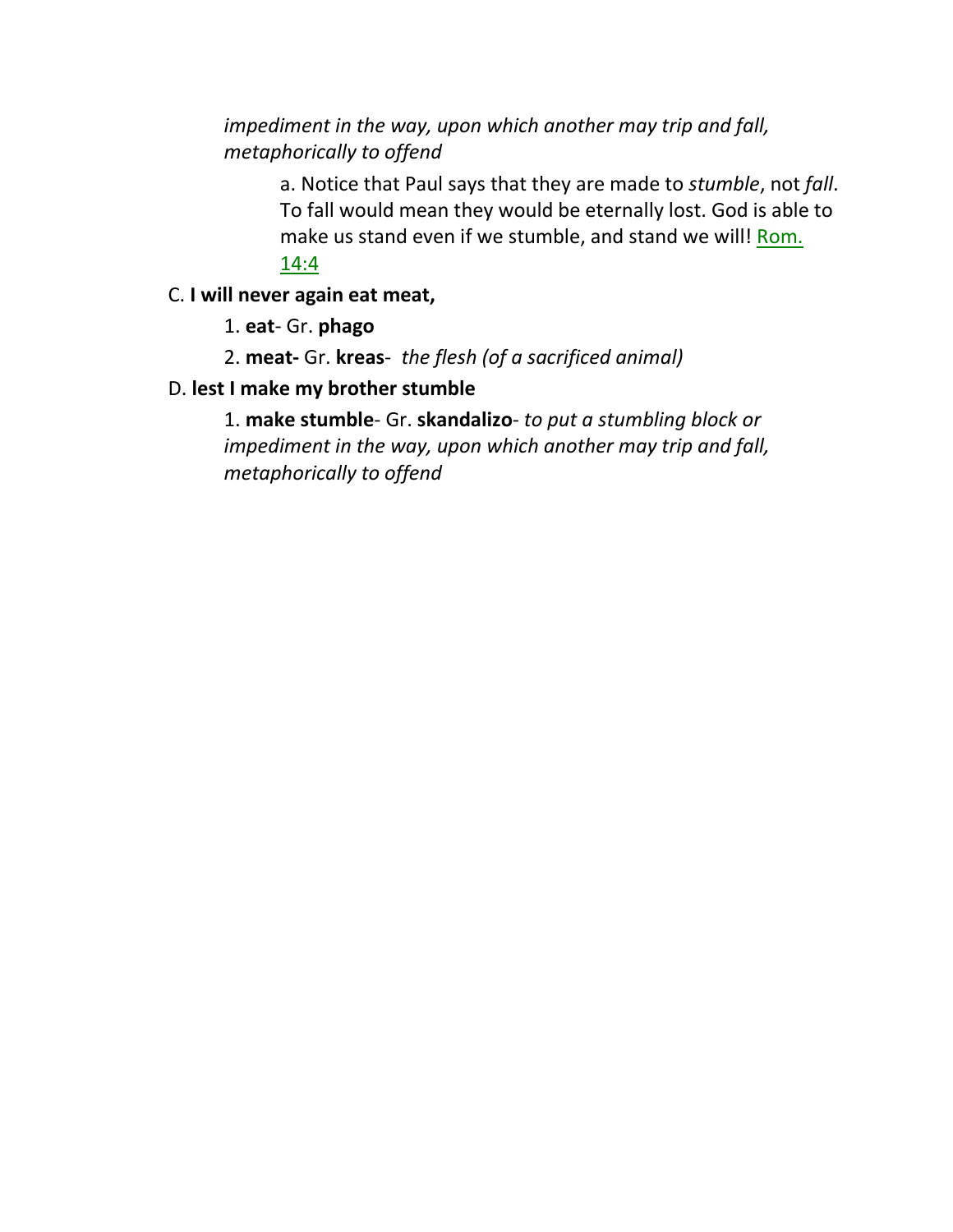*impediment in the way, upon which another may trip and fall, metaphorically to offend*

a. Notice that Paul says that they are made to *stumble*, not *fall*. To fall would mean they would be eternally lost. God is able to make us stand even if we stumble, and stand we will! Rom. 14:4

C. **I will never again eat meat,**

1. **eat**- Gr. **phago**

2. **meat-** Gr. **kreas**- *the flesh (of a sacrificed animal)*

D. **lest I make my brother stumble**

1. **make stumble**- Gr. **skandalizo**- *to put a stumbling block or impediment in the way, upon which another may trip and fall, metaphorically to offend*